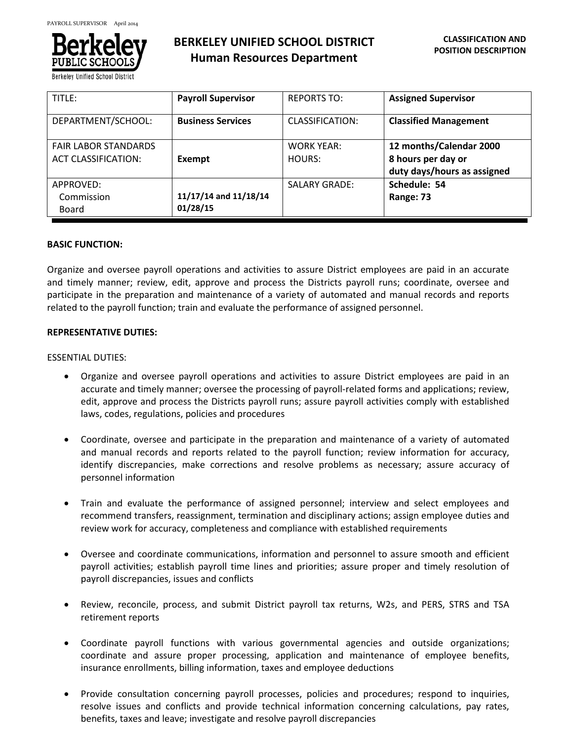# BERKELEY UNIFIED SCHOOL DISTRICT
## Human Resources Department

**CLASSIFICATION AND POSITION DESCRIPTION**

| TITLE: | **Payroll Supervisor** | REPORTS TO: | **Assigned Supervisor** |
|---|---|---|---|
| DEPARTMENT/SCHOOL: | **Business Services** | CLASSIFICATION: | **Classified Management** |
| FAIR LABOR STANDARDS ACT CLASSIFICATION: | **Exempt** | WORK YEAR: HOURS: | **12 months/Calendar 2000 8 hours per day or duty days/hours as assigned** |
| APPROVED: Commission Board | **11/17/14 and 11/18/14 01/28/15** | SALARY GRADE: | **Schedule: 54 Range: 73** |

**BASIC FUNCTION:**

Organize and oversee payroll operations and activities to assure District employees are paid in an accurate and timely manner; review, edit, approve and process the Districts payroll runs; coordinate, oversee and participate in the preparation and maintenance of a variety of automated and manual records and reports related to the payroll function; train and evaluate the performance of assigned personnel.

**REPRESENTATIVE DUTIES:**

ESSENTIAL DUTIES:

- Organize and oversee payroll operations and activities to assure District employees are paid in an accurate and timely manner; oversee the processing of payroll-related forms and applications; review, edit, approve and process the Districts payroll runs; assure payroll activities comply with established laws, codes, regulations, policies and procedures

- Coordinate, oversee and participate in the preparation and maintenance of a variety of automated and manual records and reports related to the payroll function; review information for accuracy, identify discrepancies, make corrections and resolve problems as necessary; assure accuracy of personnel information

- Train and evaluate the performance of assigned personnel; interview and select employees and recommend transfers, reassignment, termination and disciplinary actions; assign employee duties and review work for accuracy, completeness and compliance with established requirements

- Oversee and coordinate communications, information and personnel to assure smooth and efficient payroll activities; establish payroll time lines and priorities; assure proper and timely resolution of payroll discrepancies, issues and conflicts

- Review, reconcile, process, and submit District payroll tax returns, W2s, and PERS, STRS and TSA retirement reports

- Coordinate payroll functions with various governmental agencies and outside organizations; coordinate and assure proper processing, application and maintenance of employee benefits, insurance enrollments, billing information, taxes and employee deductions

- Provide consultation concerning payroll processes, policies and procedures; respond to inquiries, resolve issues and conflicts and provide technical information concerning calculations, pay rates, benefits, taxes and leave; investigate and resolve payroll discrepancies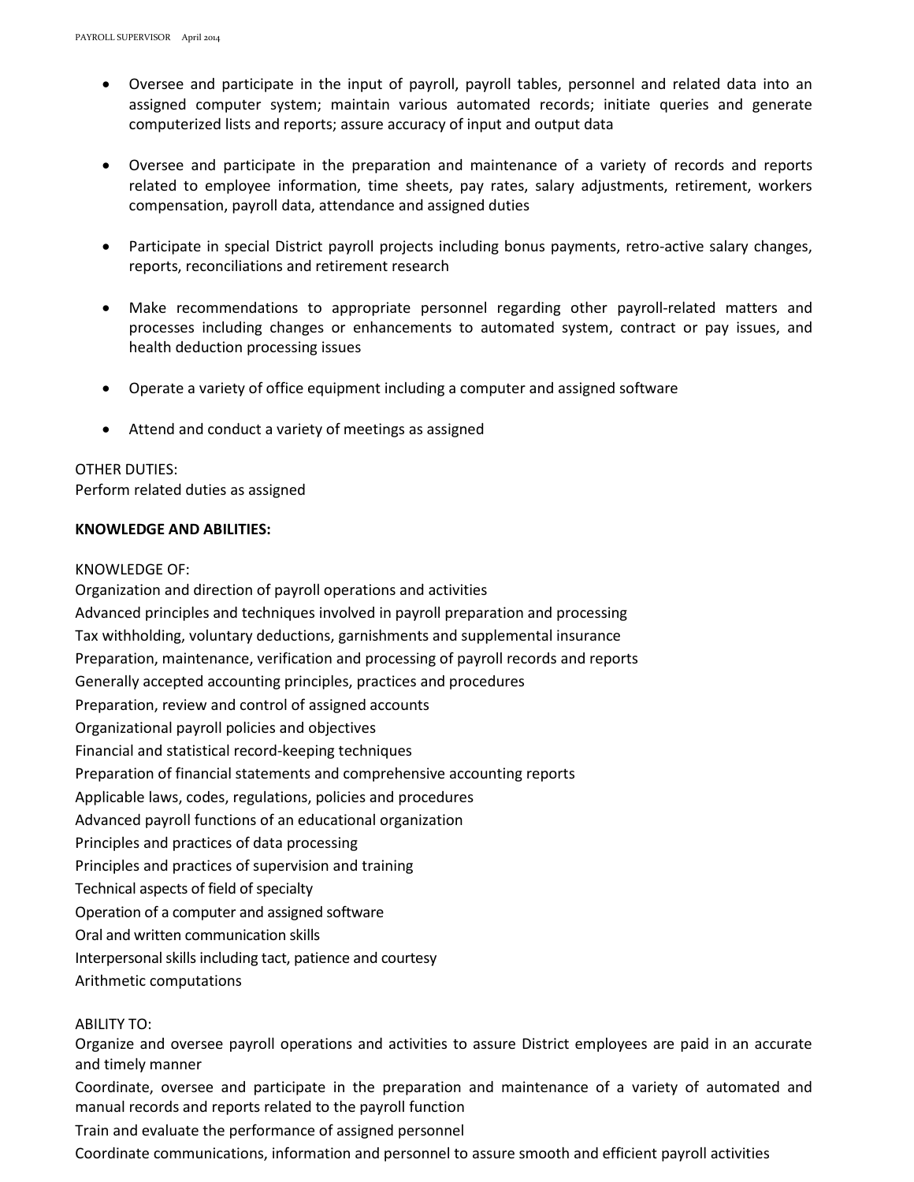- Oversee and participate in the input of payroll, payroll tables, personnel and related data into an assigned computer system; maintain various automated records; initiate queries and generate computerized lists and reports; assure accuracy of input and output data

- Oversee and participate in the preparation and maintenance of a variety of records and reports related to employee information, time sheets, pay rates, salary adjustments, retirement, workers compensation, payroll data, attendance and assigned duties

- Participate in special District payroll projects including bonus payments, retro-active salary changes, reports, reconciliations and retirement research

- Make recommendations to appropriate personnel regarding other payroll-related matters and processes including changes or enhancements to automated system, contract or pay issues, and health deduction processing issues

- Operate a variety of office equipment including a computer and assigned software

- Attend and conduct a variety of meetings as assigned

OTHER DUTIES:
Perform related duties as assigned

**KNOWLEDGE AND ABILITIES:**

KNOWLEDGE OF:
Organization and direction of payroll operations and activities
Advanced principles and techniques involved in payroll preparation and processing
Tax withholding, voluntary deductions, garnishments and supplemental insurance
Preparation, maintenance, verification and processing of payroll records and reports
Generally accepted accounting principles, practices and procedures
Preparation, review and control of assigned accounts
Organizational payroll policies and objectives
Financial and statistical record-keeping techniques
Preparation of financial statements and comprehensive accounting reports
Applicable laws, codes, regulations, policies and procedures
Advanced payroll functions of an educational organization
Principles and practices of data processing
Principles and practices of supervision and training
Technical aspects of field of specialty
Operation of a computer and assigned software
Oral and written communication skills
Interpersonal skills including tact, patience and courtesy
Arithmetic computations

ABILITY TO:
Organize and oversee payroll operations and activities to assure District employees are paid in an accurate and timely manner
Coordinate, oversee and participate in the preparation and maintenance of a variety of automated and manual records and reports related to the payroll function
Train and evaluate the performance of assigned personnel
Coordinate communications, information and personnel to assure smooth and efficient payroll activities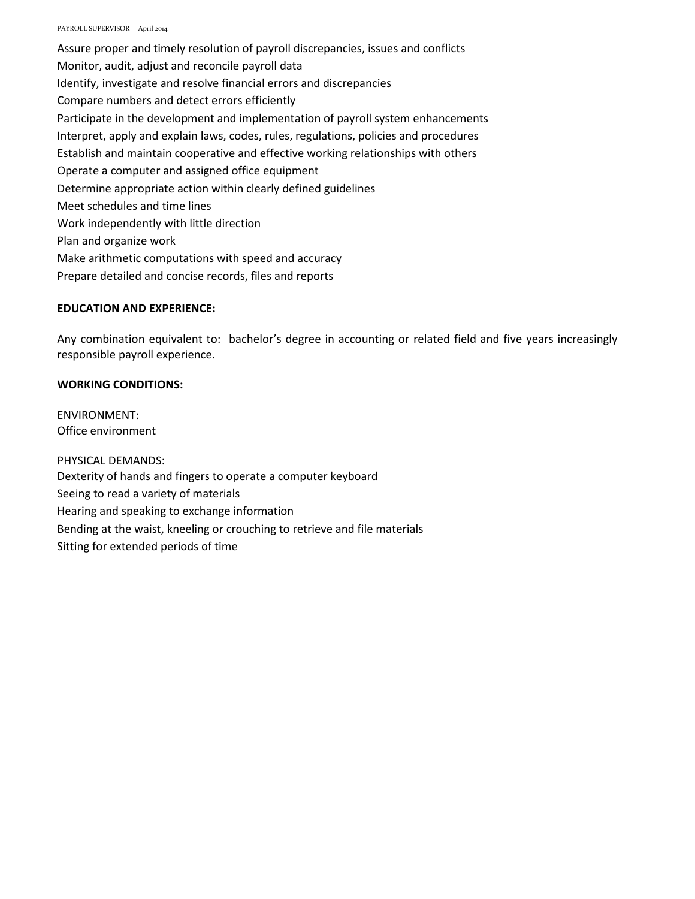Assure proper and timely resolution of payroll discrepancies, issues and conflicts
Monitor, audit, adjust and reconcile payroll data
Identify, investigate and resolve financial errors and discrepancies
Compare numbers and detect errors efficiently
Participate in the development and implementation of payroll system enhancements
Interpret, apply and explain laws, codes, rules, regulations, policies and procedures
Establish and maintain cooperative and effective working relationships with others
Operate a computer and assigned office equipment
Determine appropriate action within clearly defined guidelines
Meet schedules and time lines
Work independently with little direction
Plan and organize work
Make arithmetic computations with speed and accuracy
Prepare detailed and concise records, files and reports

**EDUCATION AND EXPERIENCE:**

Any combination equivalent to: bachelor's degree in accounting or related field and five years increasingly responsible payroll experience.

**WORKING CONDITIONS:**

ENVIRONMENT:
Office environment

PHYSICAL DEMANDS:
Dexterity of hands and fingers to operate a computer keyboard
Seeing to read a variety of materials
Hearing and speaking to exchange information
Bending at the waist, kneeling or crouching to retrieve and file materials
Sitting for extended periods of time